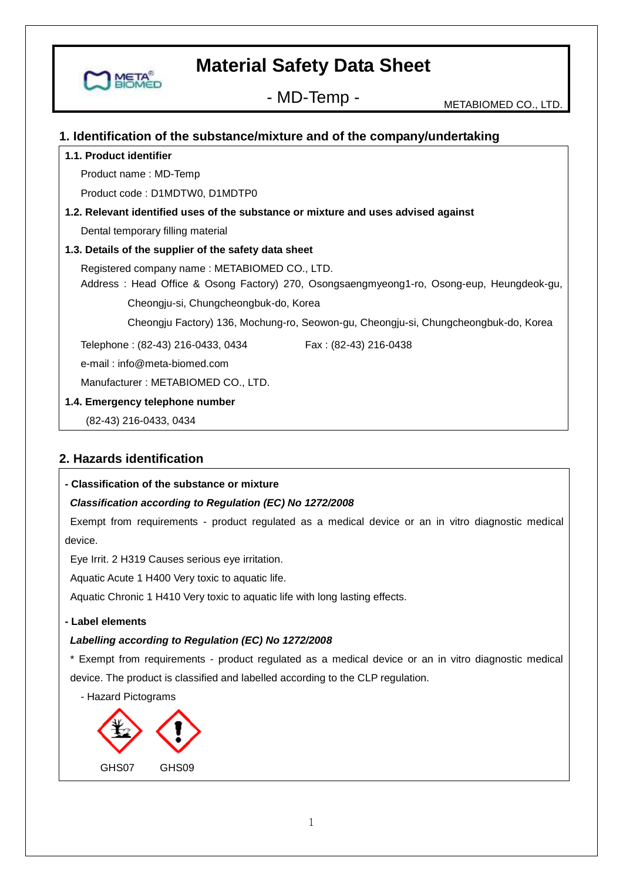# Material Safety Data Sheet

## - MD-Temp -

METABIOMED CO., LTD.

## 1. Identification of the substance/mixture and of the company/undertaking

**1.1. Product identifier**

Product name : MD-Temp

Product code : D1MDTW0, D1MDTP0

**1.2. Relevant identified uses of the substance or mixture and uses advised against**

Dental temporary filling material

**1.3. Details of the supplier of the safety data sheet**

Registered company name : METABIOMED CO., LTD.

Address : Head Office & Osong Factory) 270, Osongsaengmyeong1-ro, Osong-eup, Heungdeok-gu, Cheongju-si, Chungcheongbuk-do, Korea

Cheongju Factory) 136, Mochung-ro, Seowon-gu, Cheongju-si, Chungcheongbuk-do, Korea

Telephone : (82-43) 216-0433, 0434 Fax : (82-43) 216-0438

e-mail : info@meta-biomed.com

Manufacturer : METABIOMED CO., LTD.

**1.4. Emergency telephone number**

(82-43) 216-0433, 0434

## 2. Hazards identification

**- Classification of the substance or mixture**

***Classification according to Regulation (EC) No 1272/2008***

Exempt from requirements - product regulated as a medical device or an in vitro diagnostic medical device.

Eye Irrit. 2 H319 Causes serious eye irritation.

Aquatic Acute 1 H400 Very toxic to aquatic life.

Aquatic Chronic 1 H410 Very toxic to aquatic life with long lasting effects.

**- Label elements**

***Labelling according to Regulation (EC) No 1272/2008***

* Exempt from requirements - product regulated as a medical device or an in vitro diagnostic medical device. The product is classified and labelled according to the CLP regulation.

- Hazard Pictograms

GHS07 GHS09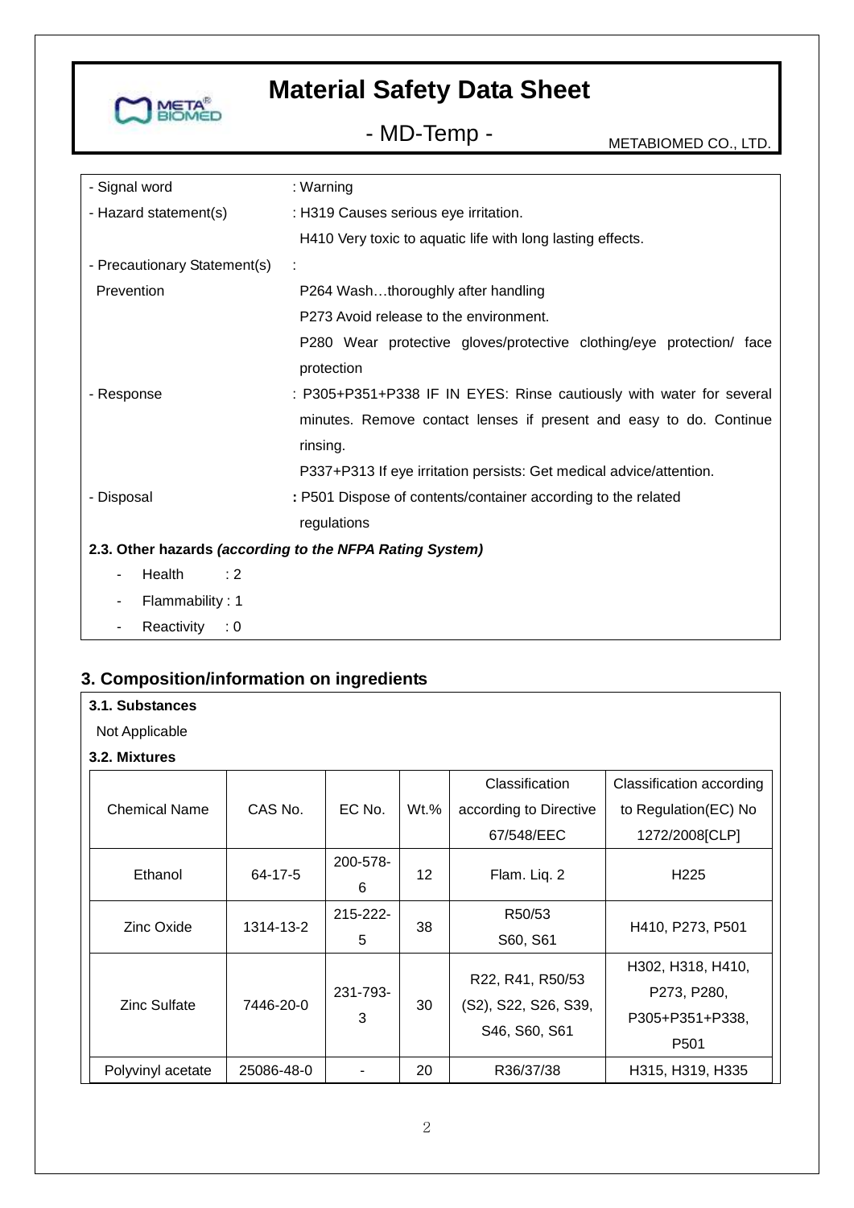| | |
|---|---|
| - Signal word | : Warning |
| - Hazard statement(s) | : H319 Causes serious eye irritation. |
| | H410 Very toxic to aquatic life with long lasting effects. |
| - Precautionary Statement(s) | : |
| Prevention | P264 Wash…thoroughly after handling |
| | P273 Avoid release to the environment. |
| | P280 Wear protective gloves/protective clothing/eye protection/ face protection |
| - Response | : P305+P351+P338 IF IN EYES: Rinse cautiously with water for several minutes. Remove contact lenses if present and easy to do. Continue rinsing. |
| | P337+P313 If eye irritation persists: Get medical advice/attention. |
| - Disposal | **:** P501 Dispose of contents/container according to the related regulations |

**2.3. Other hazards *(according to the NFPA Rating System)***

- Health : 2
- Flammability : 1
- Reactivity : 0

## 3. Composition/information on ingredients

**3.1. Substances**

Not Applicable

**3.2. Mixtures**

| Chemical Name | CAS No. | EC No. | Wt.% | Classification according to Directive 67/548/EEC | Classification according to Regulation(EC) No 1272/2008[CLP] |
|---|---|---|---|---|---|
| Ethanol | 64-17-5 | 200-578-6 | 12 | Flam. Liq. 2 | H225 |
| Zinc Oxide | 1314-13-2 | 215-222-5 | 38 | R50/53 S60, S61 | H410, P273, P501 |
| Zinc Sulfate | 7446-20-0 | 231-793-3 | 30 | R22, R41, R50/53 (S2), S22, S26, S39, S46, S60, S61 | H302, H318, H410, P273, P280, P305+P351+P338, P501 |
| Polyvinyl acetate | 25086-48-0 | - | 20 | R36/37/38 | H315, H319, H335 |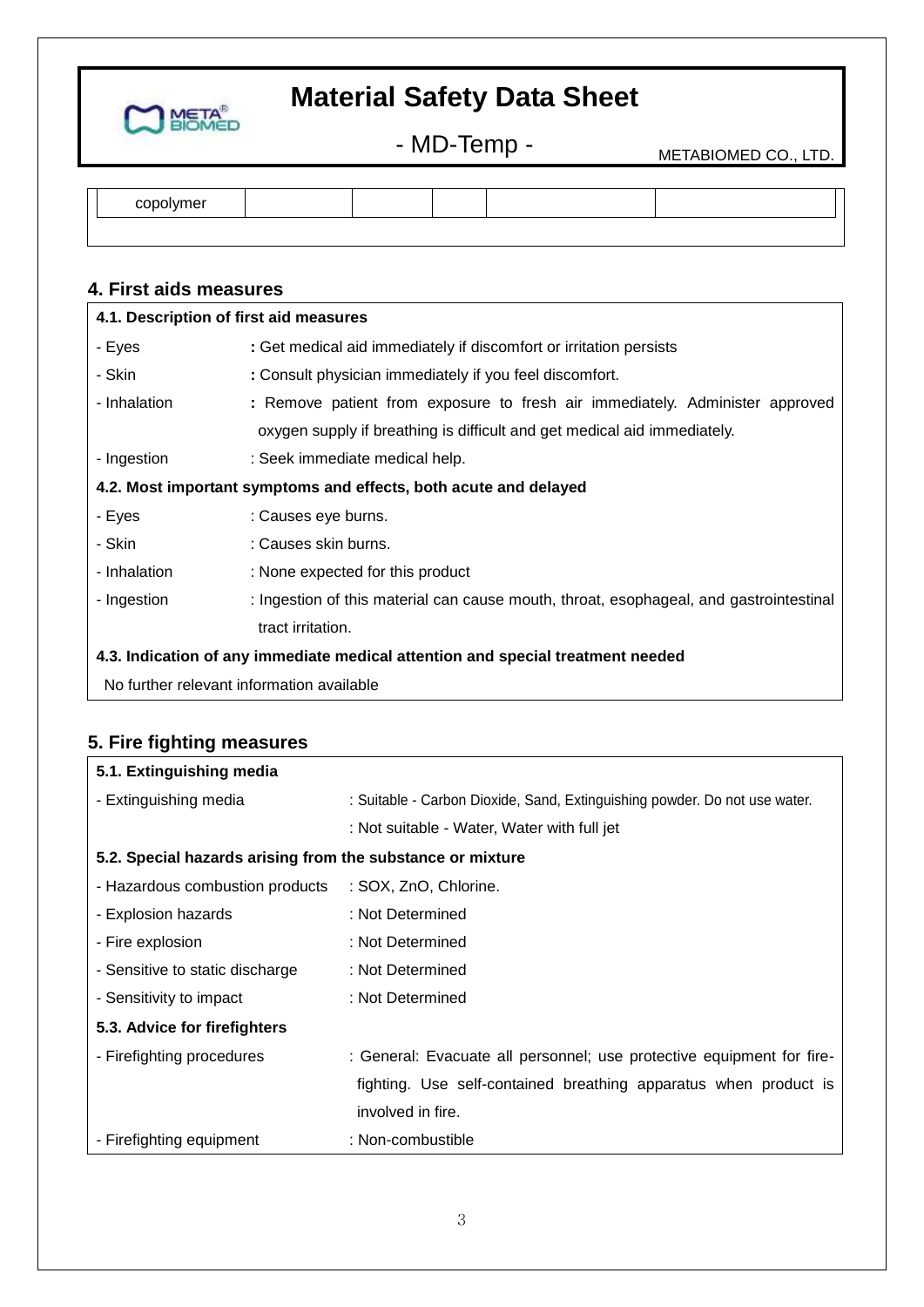| copolymer | | | | | |
|---|---|---|---|---|---|

## 4. First aids measures

**4.1. Description of first aid measures**

- Eyes **:** Get medical aid immediately if discomfort or irritation persists
- Skin **:** Consult physician immediately if you feel discomfort.
- Inhalation **:** Remove patient from exposure to fresh air immediately. Administer approved oxygen supply if breathing is difficult and get medical aid immediately.
- Ingestion : Seek immediate medical help.

**4.2. Most important symptoms and effects, both acute and delayed**

- Eyes : Causes eye burns.
- Skin : Causes skin burns.
- Inhalation : None expected for this product
- Ingestion : Ingestion of this material can cause mouth, throat, esophageal, and gastrointestinal tract irritation.

**4.3. Indication of any immediate medical attention and special treatment needed**

No further relevant information available

## 5. Fire fighting measures

**5.1. Extinguishing media**

- Extinguishing media : Suitable - Carbon Dioxide, Sand, Extinguishing powder. Do not use water.
  : Not suitable - Water, Water with full jet

**5.2. Special hazards arising from the substance or mixture**

- Hazardous combustion products : SOX, ZnO, Chlorine.
- Explosion hazards : Not Determined
- Fire explosion : Not Determined
- Sensitive to static discharge : Not Determined
- Sensitivity to impact : Not Determined

**5.3. Advice for firefighters**

- Firefighting procedures : General: Evacuate all personnel; use protective equipment for fire-fighting. Use self-contained breathing apparatus when product is involved in fire.
- Firefighting equipment : Non-combustible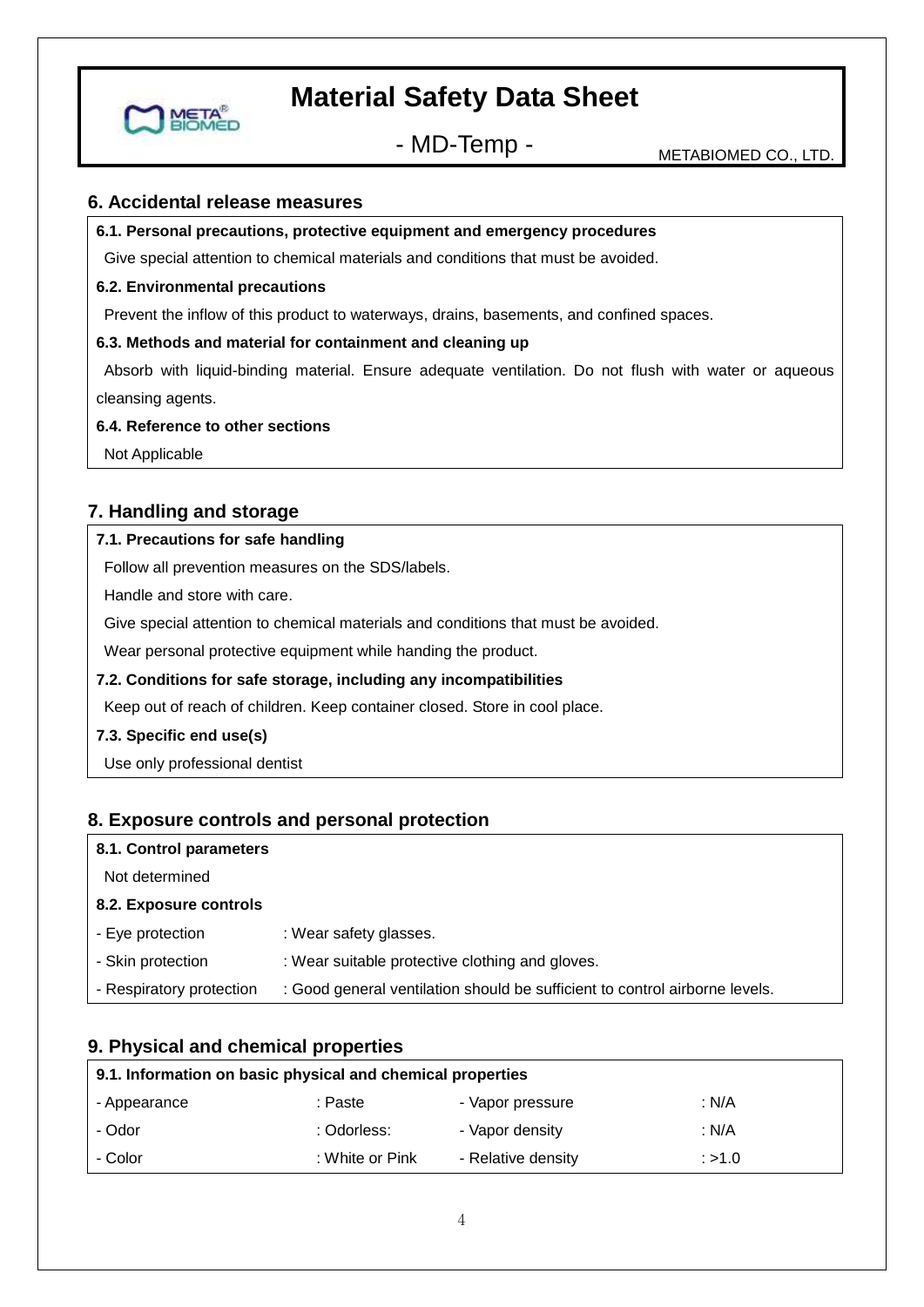## 6. Accidental release measures

**6.1. Personal precautions, protective equipment and emergency procedures**

Give special attention to chemical materials and conditions that must be avoided.

**6.2. Environmental precautions**

Prevent the inflow of this product to waterways, drains, basements, and confined spaces.

**6.3. Methods and material for containment and cleaning up**

Absorb with liquid-binding material. Ensure adequate ventilation. Do not flush with water or aqueous cleansing agents.

**6.4. Reference to other sections**

Not Applicable

## 7. Handling and storage

**7.1. Precautions for safe handling**

Follow all prevention measures on the SDS/labels.

Handle and store with care.

Give special attention to chemical materials and conditions that must be avoided.

Wear personal protective equipment while handing the product.

**7.2. Conditions for safe storage, including any incompatibilities**

Keep out of reach of children. Keep container closed. Store in cool place.

**7.3. Specific end use(s)**

Use only professional dentist

## 8. Exposure controls and personal protection

**8.1. Control parameters**

Not determined

**8.2. Exposure controls**

| | |
|---|---|
| - Eye protection | : Wear safety glasses. |
| - Skin protection | : Wear suitable protective clothing and gloves. |
| - Respiratory protection | : Good general ventilation should be sufficient to control airborne levels. |

## 9. Physical and chemical properties

**9.1. Information on basic physical and chemical properties**

| | | | |
|---|---|---|---|
| - Appearance | : Paste | - Vapor pressure | : N/A |
| - Odor | : Odorless: | - Vapor density | : N/A |
| - Color | : White or Pink | - Relative density | : >1.0 |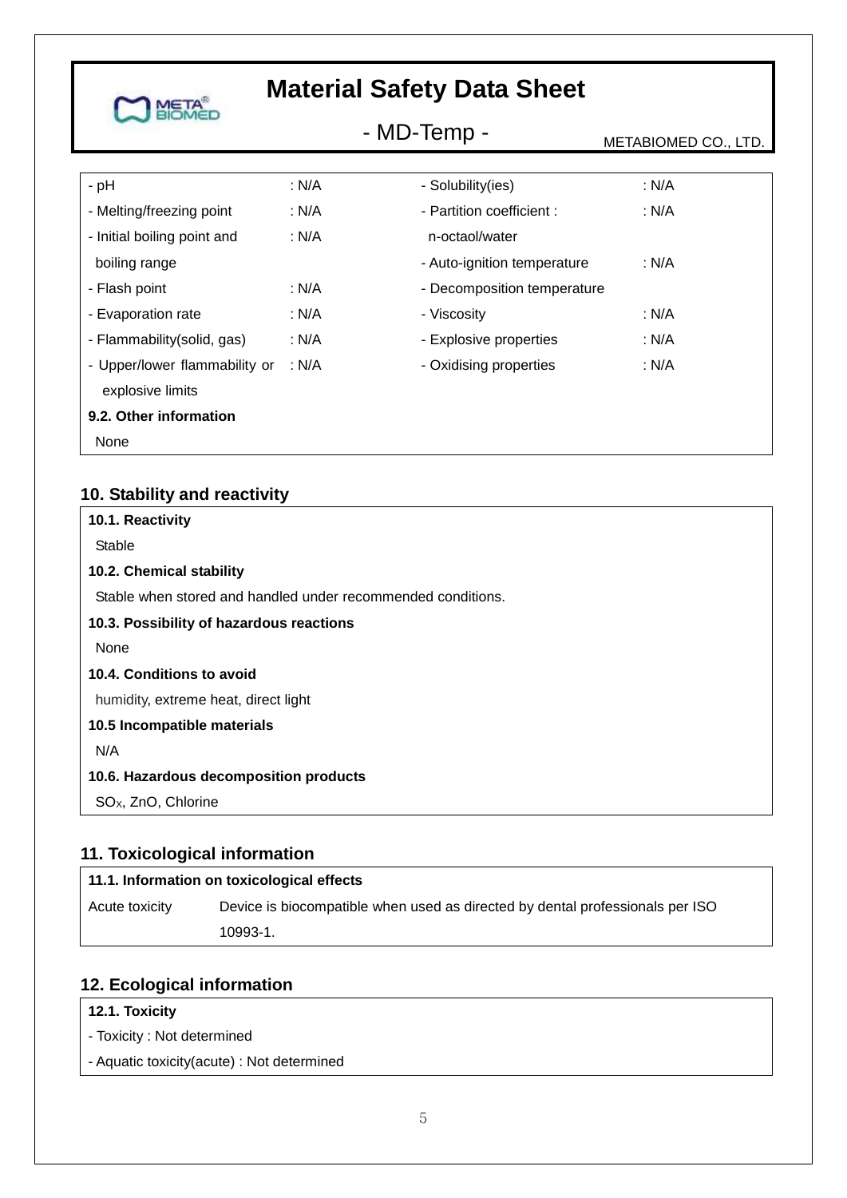| | | | |
|---|---|---|---|
| - pH | : N/A | - Solubility(ies) | : N/A |
| - Melting/freezing point | : N/A | - Partition coefficient : n-octaol/water | : N/A |
| - Initial boiling point and boiling range | : N/A | - Auto-ignition temperature | : N/A |
| - Flash point | : N/A | - Decomposition temperature | |
| - Evaporation rate | : N/A | - Viscosity | : N/A |
| - Flammability(solid, gas) | : N/A | - Explosive properties | : N/A |
| - Upper/lower flammability or explosive limits | : N/A | - Oxidising properties | : N/A |

**9.2. Other information**

None

## 10. Stability and reactivity

**10.1. Reactivity**

Stable

**10.2. Chemical stability**

Stable when stored and handled under recommended conditions.

**10.3. Possibility of hazardous reactions**

None

**10.4. Conditions to avoid**

humidity, extreme heat, direct light

**10.5 Incompatible materials**

N/A

**10.6. Hazardous decomposition products**

$SO_X$, ZnO, Chlorine

## 11. Toxicological information

**11.1. Information on toxicological effects**

| | |
|---|---|
| Acute toxicity | Device is biocompatible when used as directed by dental professionals per ISO 10993-1. |

## 12. Ecological information

**12.1. Toxicity**

- Toxicity : Not determined
- Aquatic toxicity(acute) : Not determined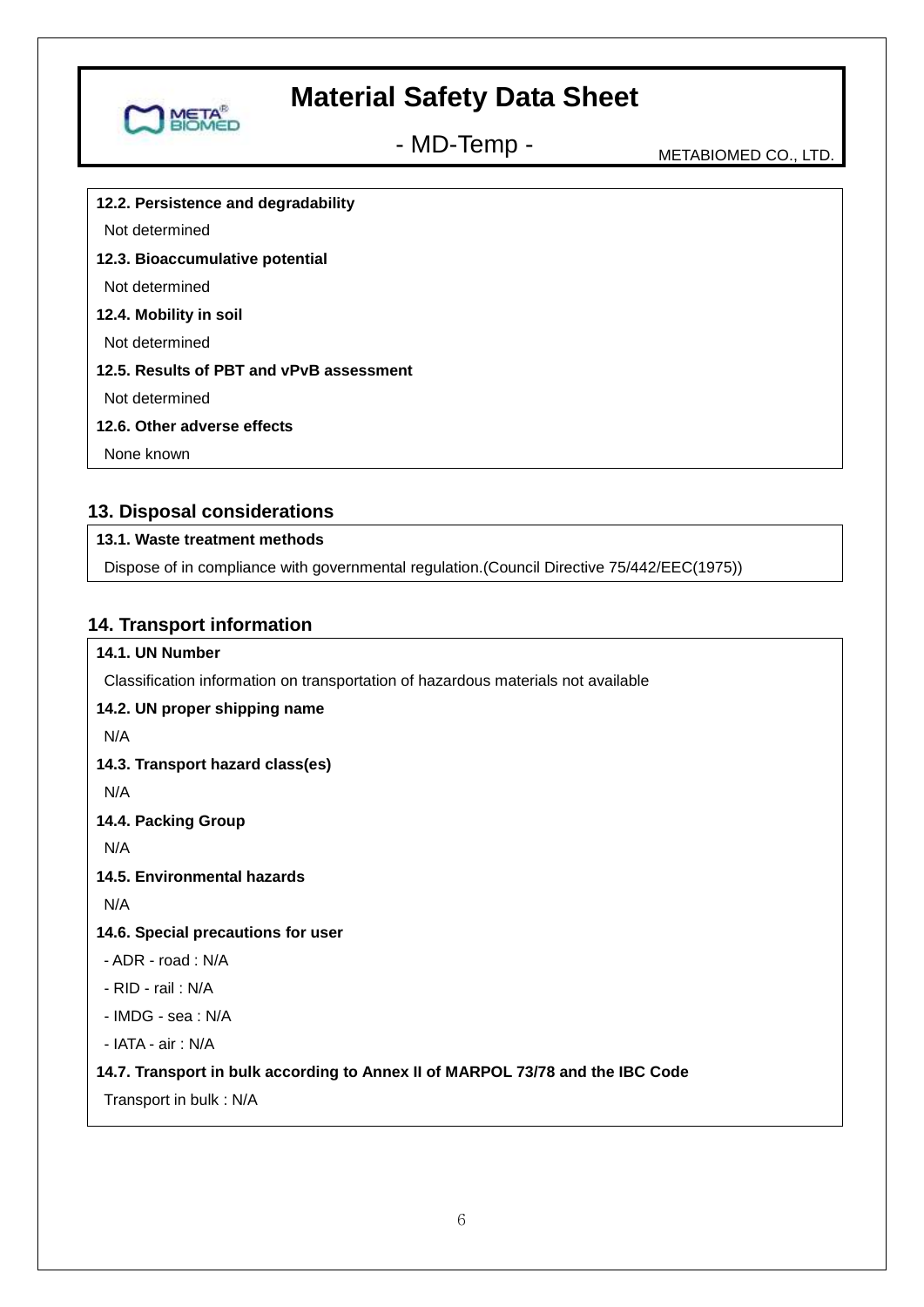**12.2. Persistence and degradability**

Not determined

**12.3. Bioaccumulative potential**

Not determined

**12.4. Mobility in soil**

Not determined

**12.5. Results of PBT and vPvB assessment**

Not determined

**12.6. Other adverse effects**

None known

## 13. Disposal considerations

**13.1. Waste treatment methods**

Dispose of in compliance with governmental regulation.(Council Directive 75/442/EEC(1975))

## 14. Transport information

**14.1. UN Number**

Classification information on transportation of hazardous materials not available

**14.2. UN proper shipping name**

N/A

**14.3. Transport hazard class(es)**

N/A

**14.4. Packing Group**

N/A

**14.5. Environmental hazards**

N/A

**14.6. Special precautions for user**

- ADR - road : N/A
- RID - rail : N/A
- IMDG - sea : N/A
- IATA - air : N/A

**14.7. Transport in bulk according to Annex II of MARPOL 73/78 and the IBC Code**

Transport in bulk : N/A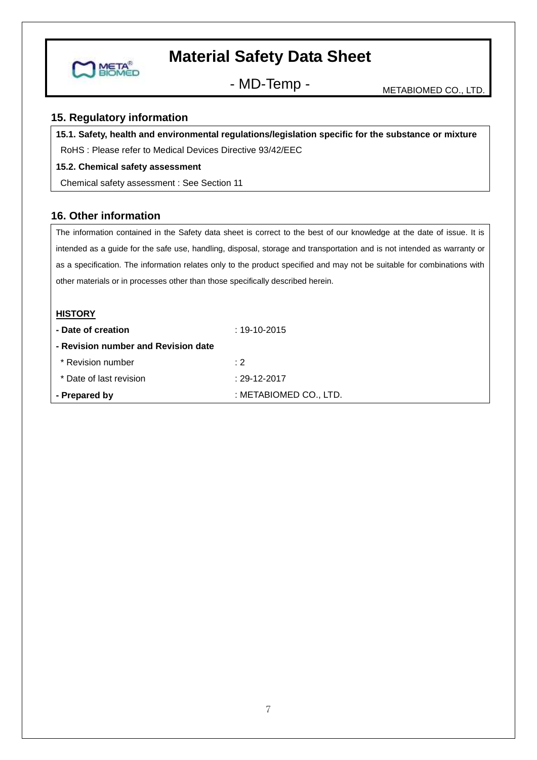## 15. Regulatory information

**15.1. Safety, health and environmental regulations/legislation specific for the substance or mixture**

RoHS : Please refer to Medical Devices Directive 93/42/EEC

**15.2. Chemical safety assessment**

Chemical safety assessment : See Section 11

## 16. Other information

The information contained in the Safety data sheet is correct to the best of our knowledge at the date of issue. It is intended as a guide for the safe use, handling, disposal, storage and transportation and is not intended as warranty or as a specification. The information relates only to the product specified and may not be suitable for combinations with other materials or in processes other than those specifically described herein.

**HISTORY**

| | |
|---|---|
| **- Date of creation** | : 19-10-2015 |
| **- Revision number and Revision date** | |
| * Revision number | : 2 |
| * Date of last revision | : 29-12-2017 |
| **- Prepared by** | : METABIOMED CO., LTD. |